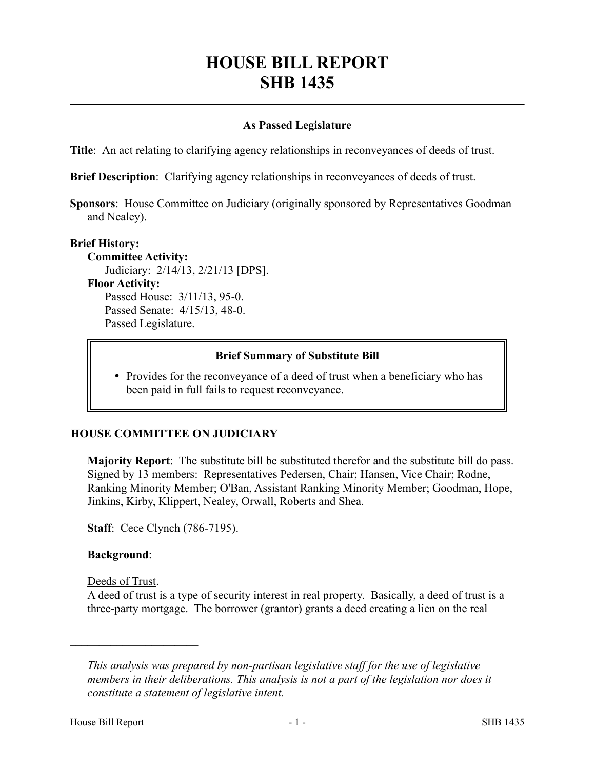# HOUSE BILL REPORT
# SHB 1435

## As Passed Legislature

**Title**: An act relating to clarifying agency relationships in reconveyances of deeds of trust.

**Brief Description**: Clarifying agency relationships in reconveyances of deeds of trust.

**Sponsors**: House Committee on Judiciary (originally sponsored by Representatives Goodman and Nealey).

**Brief History:**

**Committee Activity:**

Judiciary: 2/14/13, 2/21/13 [DPS].

**Floor Activity:**

Passed House: 3/11/13, 95-0.

Passed Senate: 4/15/13, 48-0.

Passed Legislature.

### Brief Summary of Substitute Bill

- Provides for the reconveyance of a deed of trust when a beneficiary who has been paid in full fails to request reconveyance.

## HOUSE COMMITTEE ON JUDICIARY

**Majority Report**: The substitute bill be substituted therefor and the substitute bill do pass. Signed by 13 members: Representatives Pedersen, Chair; Hansen, Vice Chair; Rodne, Ranking Minority Member; O'Ban, Assistant Ranking Minority Member; Goodman, Hope, Jinkins, Kirby, Klippert, Nealey, Orwall, Roberts and Shea.

**Staff**: Cece Clynch (786-7195).

**Background**:

Deeds of Trust.

A deed of trust is a type of security interest in real property. Basically, a deed of trust is a three-party mortgage. The borrower (grantor) grants a deed creating a lien on the real

---

*This analysis was prepared by non-partisan legislative staff for the use of legislative members in their deliberations. This analysis is not a part of the legislation nor does it constitute a statement of legislative intent.*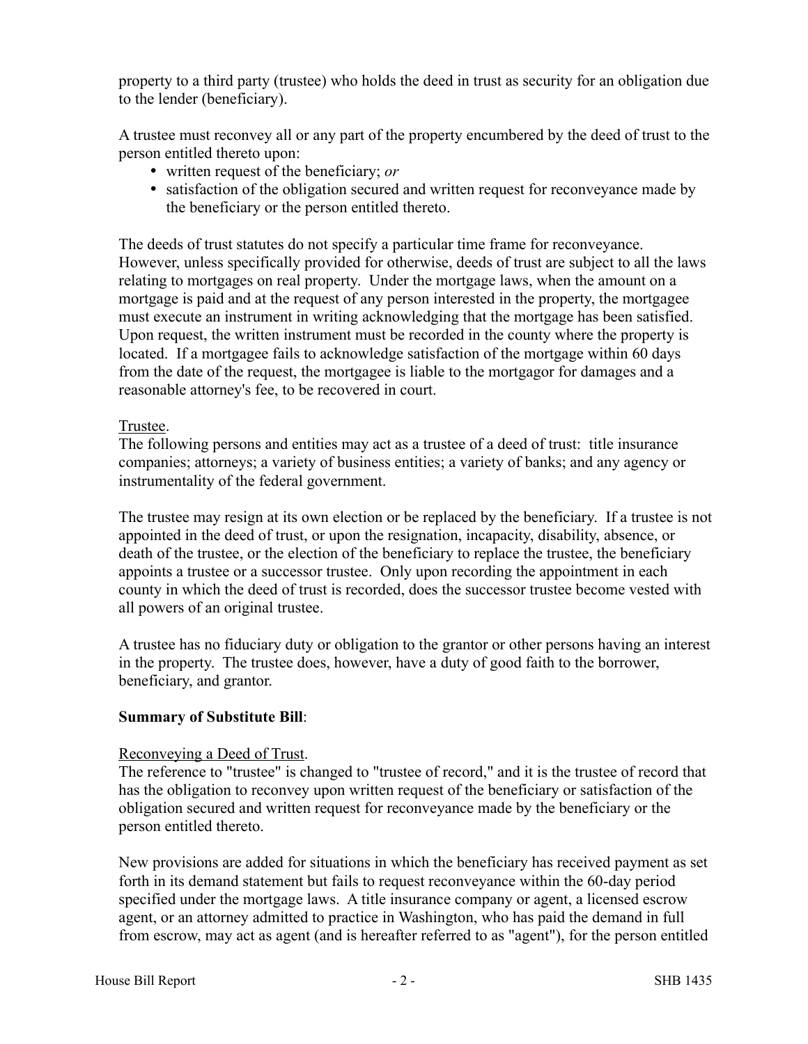property to a third party (trustee) who holds the deed in trust as security for an obligation due to the lender (beneficiary).

A trustee must reconvey all or any part of the property encumbered by the deed of trust to the person entitled thereto upon:

- written request of the beneficiary; *or*
- satisfaction of the obligation secured and written request for reconveyance made by the beneficiary or the person entitled thereto.

The deeds of trust statutes do not specify a particular time frame for reconveyance. However, unless specifically provided for otherwise, deeds of trust are subject to all the laws relating to mortgages on real property. Under the mortgage laws, when the amount on a mortgage is paid and at the request of any person interested in the property, the mortgagee must execute an instrument in writing acknowledging that the mortgage has been satisfied. Upon request, the written instrument must be recorded in the county where the property is located. If a mortgagee fails to acknowledge satisfaction of the mortgage within 60 days from the date of the request, the mortgagee is liable to the mortgagor for damages and a reasonable attorney's fee, to be recovered in court.

Trustee.

The following persons and entities may act as a trustee of a deed of trust: title insurance companies; attorneys; a variety of business entities; a variety of banks; and any agency or instrumentality of the federal government.

The trustee may resign at its own election or be replaced by the beneficiary. If a trustee is not appointed in the deed of trust, or upon the resignation, incapacity, disability, absence, or death of the trustee, or the election of the beneficiary to replace the trustee, the beneficiary appoints a trustee or a successor trustee. Only upon recording the appointment in each county in which the deed of trust is recorded, does the successor trustee become vested with all powers of an original trustee.

A trustee has no fiduciary duty or obligation to the grantor or other persons having an interest in the property. The trustee does, however, have a duty of good faith to the borrower, beneficiary, and grantor.

**Summary of Substitute Bill**:

Reconveying a Deed of Trust.

The reference to "trustee" is changed to "trustee of record," and it is the trustee of record that has the obligation to reconvey upon written request of the beneficiary or satisfaction of the obligation secured and written request for reconveyance made by the beneficiary or the person entitled thereto.

New provisions are added for situations in which the beneficiary has received payment as set forth in its demand statement but fails to request reconveyance within the 60-day period specified under the mortgage laws. A title insurance company or agent, a licensed escrow agent, or an attorney admitted to practice in Washington, who has paid the demand in full from escrow, may act as agent (and is hereafter referred to as "agent"), for the person entitled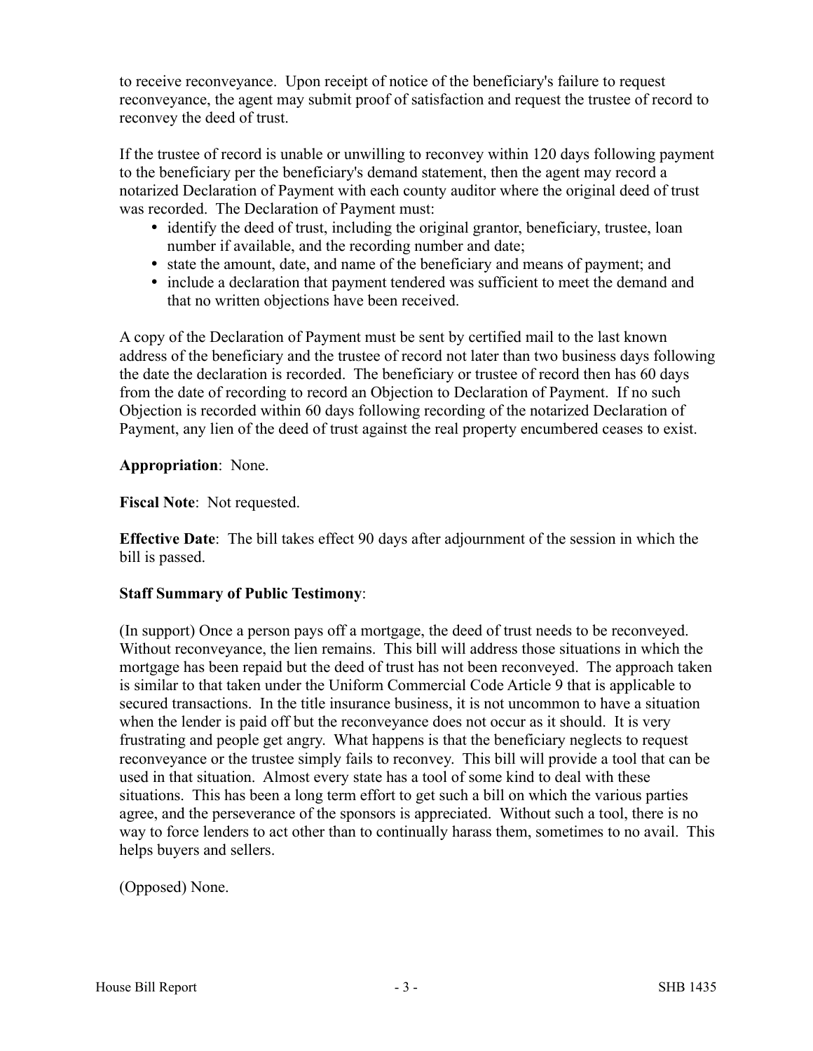to receive reconveyance. Upon receipt of notice of the beneficiary's failure to request reconveyance, the agent may submit proof of satisfaction and request the trustee of record to reconvey the deed of trust.

If the trustee of record is unable or unwilling to reconvey within 120 days following payment to the beneficiary per the beneficiary's demand statement, then the agent may record a notarized Declaration of Payment with each county auditor where the original deed of trust was recorded. The Declaration of Payment must:

- identify the deed of trust, including the original grantor, beneficiary, trustee, loan number if available, and the recording number and date;
- state the amount, date, and name of the beneficiary and means of payment; and
- include a declaration that payment tendered was sufficient to meet the demand and that no written objections have been received.

A copy of the Declaration of Payment must be sent by certified mail to the last known address of the beneficiary and the trustee of record not later than two business days following the date the declaration is recorded. The beneficiary or trustee of record then has 60 days from the date of recording to record an Objection to Declaration of Payment. If no such Objection is recorded within 60 days following recording of the notarized Declaration of Payment, any lien of the deed of trust against the real property encumbered ceases to exist.

**Appropriation**: None.

**Fiscal Note**: Not requested.

**Effective Date**: The bill takes effect 90 days after adjournment of the session in which the bill is passed.

**Staff Summary of Public Testimony**:

(In support) Once a person pays off a mortgage, the deed of trust needs to be reconveyed. Without reconveyance, the lien remains. This bill will address those situations in which the mortgage has been repaid but the deed of trust has not been reconveyed. The approach taken is similar to that taken under the Uniform Commercial Code Article 9 that is applicable to secured transactions. In the title insurance business, it is not uncommon to have a situation when the lender is paid off but the reconveyance does not occur as it should. It is very frustrating and people get angry. What happens is that the beneficiary neglects to request reconveyance or the trustee simply fails to reconvey. This bill will provide a tool that can be used in that situation. Almost every state has a tool of some kind to deal with these situations. This has been a long term effort to get such a bill on which the various parties agree, and the perseverance of the sponsors is appreciated. Without such a tool, there is no way to force lenders to act other than to continually harass them, sometimes to no avail. This helps buyers and sellers.

(Opposed) None.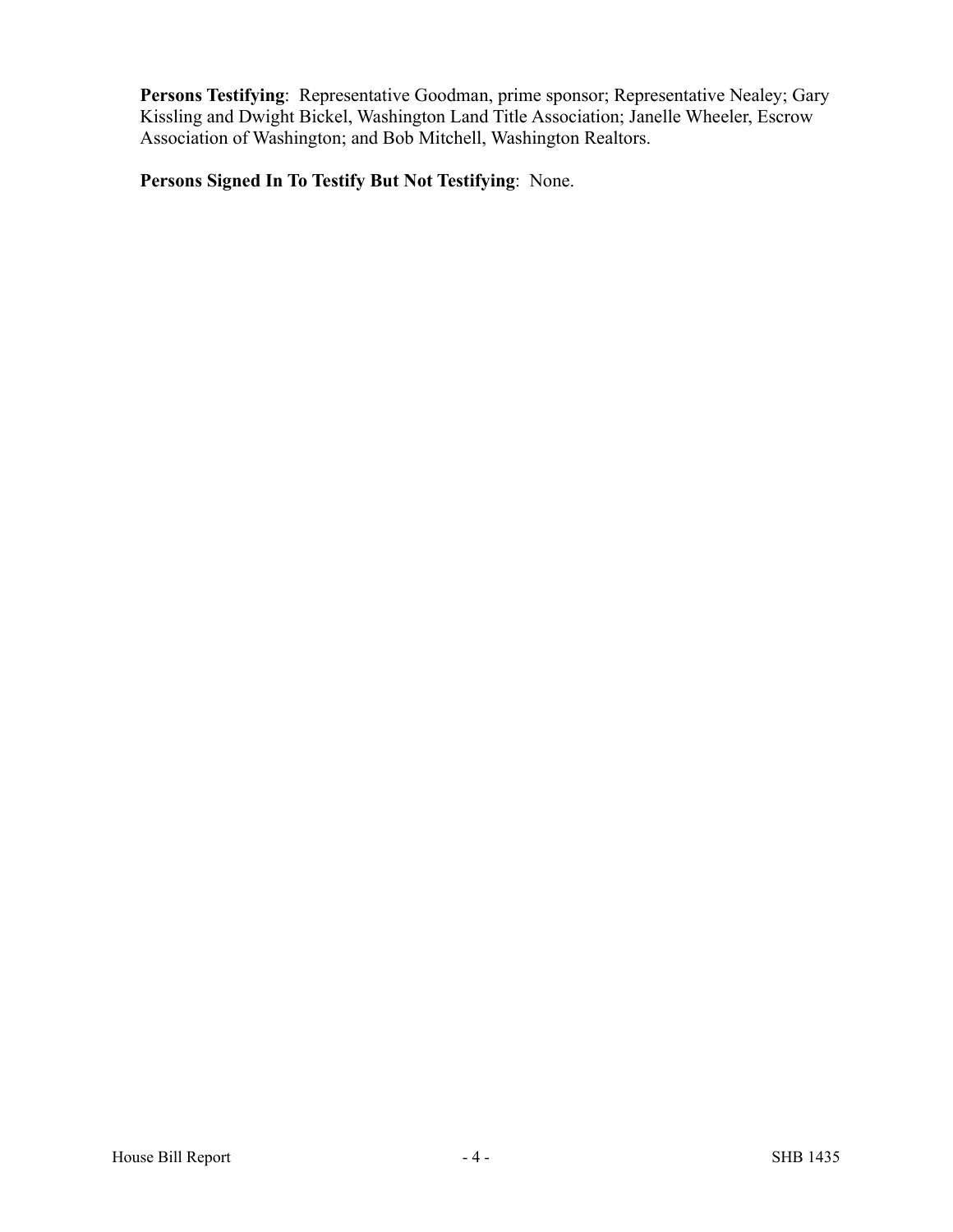**Persons Testifying**: Representative Goodman, prime sponsor; Representative Nealey; Gary Kissling and Dwight Bickel, Washington Land Title Association; Janelle Wheeler, Escrow Association of Washington; and Bob Mitchell, Washington Realtors.

**Persons Signed In To Testify But Not Testifying**: None.